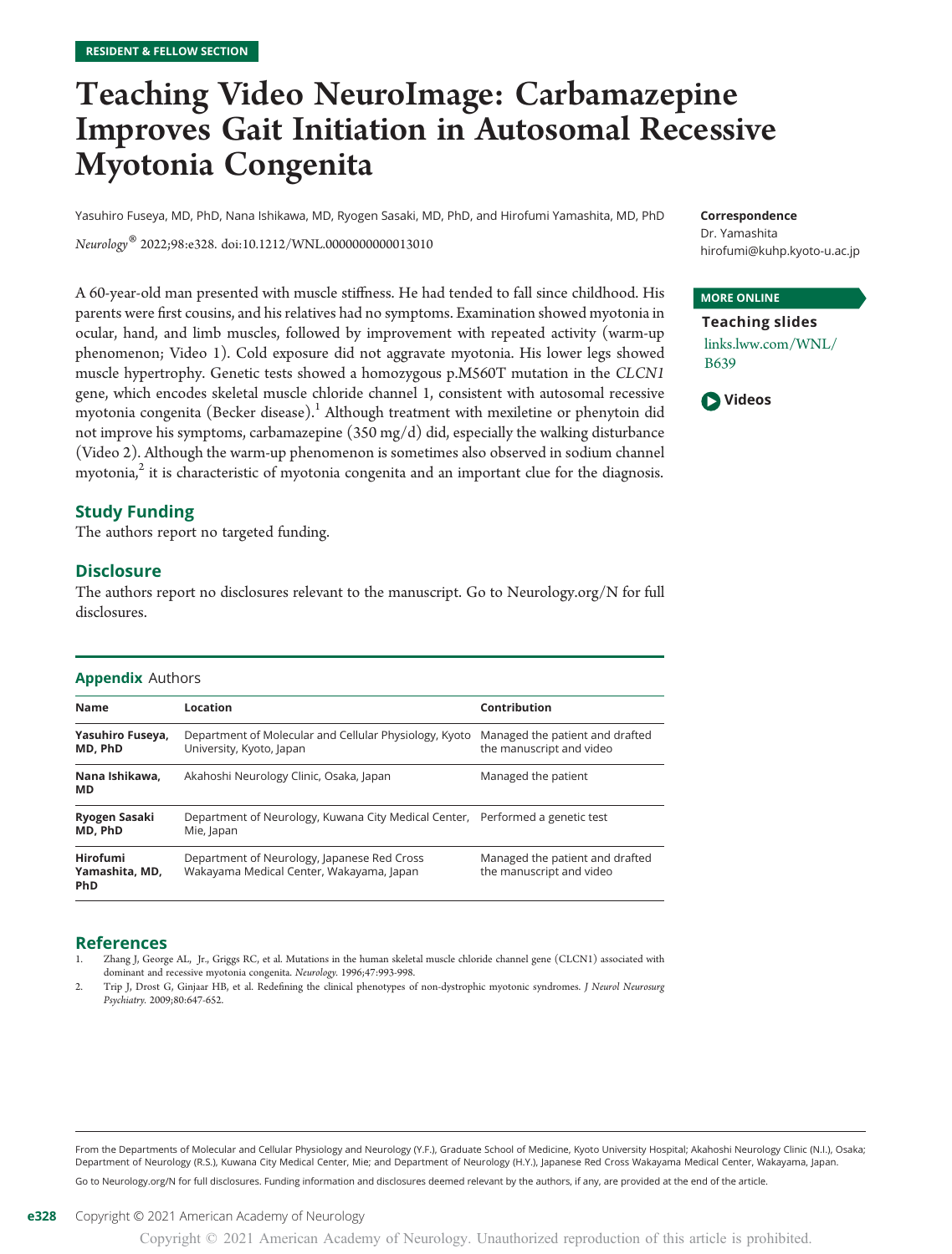RESIDENT & FELLOW SECTION

# Teaching Video NeuroImage: Carbamazepine Improves Gait Initiation in Autosomal Recessive Myotonia Congenita

Yasuhiro Fuseya, MD, PhD, Nana Ishikawa, MD, Ryogen Sasaki, MD, PhD, and Hirofumi Yamashita, MD, PhD

*Neurology*® 2022;98:e328. doi:10.1212/WNL.0000000000013010

**Correspondence**
Dr. Yamashita
hirofumi@kuhp.kyoto-u.ac.jp

**MORE ONLINE**

**Teaching slides**
links.lww.com/WNL/B639

**Videos**

A 60-year-old man presented with muscle stiffness. He had tended to fall since childhood. His parents were first cousins, and his relatives had no symptoms. Examination showed myotonia in ocular, hand, and limb muscles, followed by improvement with repeated activity (warm-up phenomenon; Video 1). Cold exposure did not aggravate myotonia. His lower legs showed muscle hypertrophy. Genetic tests showed a homozygous p.M560T mutation in the *CLCN1* gene, which encodes skeletal muscle chloride channel 1, consistent with autosomal recessive myotonia congenita (Becker disease).[1] Although treatment with mexiletine or phenytoin did not improve his symptoms, carbamazepine (350 mg/d) did, especially the walking disturbance (Video 2). Although the warm-up phenomenon is sometimes also observed in sodium channel myotonia,[2] it is characteristic of myotonia congenita and an important clue for the diagnosis.

## Study Funding

The authors report no targeted funding.

## Disclosure

The authors report no disclosures relevant to the manuscript. Go to Neurology.org/N for full disclosures.

**Appendix** Authors

| Name | Location | Contribution |
| --- | --- | --- |
| **Yasuhiro Fuseya, MD, PhD** | Department of Molecular and Cellular Physiology, Kyoto University, Kyoto, Japan | Managed the patient and drafted the manuscript and video |
| **Nana Ishikawa, MD** | Akahoshi Neurology Clinic, Osaka, Japan | Managed the patient |
| **Ryogen Sasaki MD, PhD** | Department of Neurology, Kuwana City Medical Center, Mie, Japan | Performed a genetic test |
| **Hirofumi Yamashita, MD, PhD** | Department of Neurology, Japanese Red Cross Wakayama Medical Center, Wakayama, Japan | Managed the patient and drafted the manuscript and video |

## References

1. Zhang J, George AL, Jr., Griggs RC, et al. Mutations in the human skeletal muscle chloride channel gene (CLCN1) associated with dominant and recessive myotonia congenita. *Neurology.* 1996;47:993-998.
2. Trip J, Drost G, Ginjaar HB, et al. Redefining the clinical phenotypes of non-dystrophic myotonic syndromes. *J Neurol Neurosurg Psychiatry.* 2009;80:647-652.

From the Departments of Molecular and Cellular Physiology and Neurology (Y.F.), Graduate School of Medicine, Kyoto University Hospital; Akahoshi Neurology Clinic (N.I.), Osaka; Department of Neurology (R.S.), Kuwana City Medical Center, Mie; and Department of Neurology (H.Y.), Japanese Red Cross Wakayama Medical Center, Wakayama, Japan.

Go to Neurology.org/N for full disclosures. Funding information and disclosures deemed relevant by the authors, if any, are provided at the end of the article.

Copyright © 2021 American Academy of Neurology

Copyright © 2021 American Academy of Neurology. Unauthorized reproduction of this article is prohibited.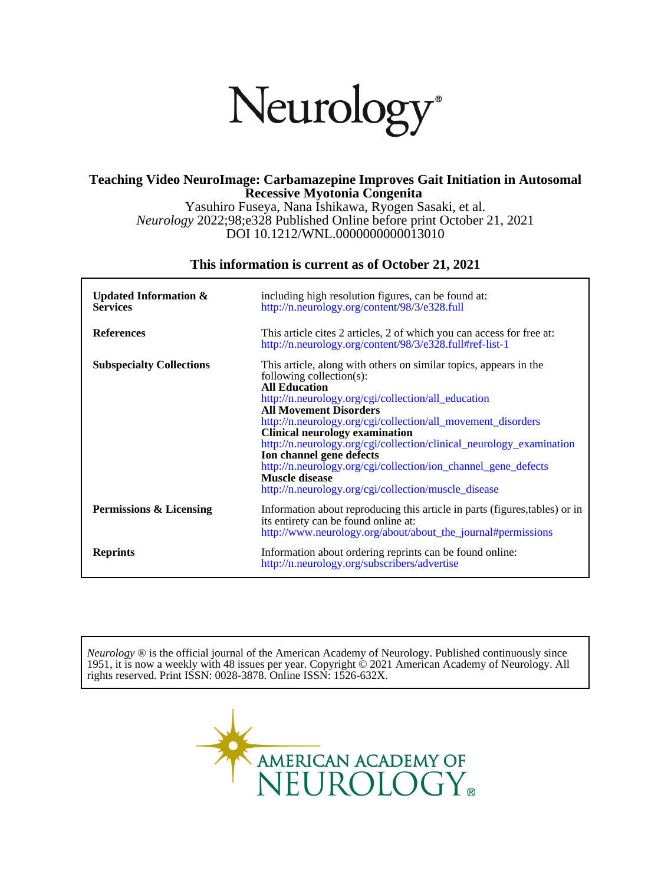# Neurology®

**Teaching Video NeuroImage: Carbamazepine Improves Gait Initiation in Autosomal Recessive Myotonia Congenita**

Yasuhiro Fuseya, Nana Ishikawa, Ryogen Sasaki, et al.

*Neurology* 2022;98;e328 Published Online before print October 21, 2021

DOI 10.1212/WNL.0000000000013010

**This information is current as of October 21, 2021**

| | |
|---|---|
| **Updated Information & Services** | including high resolution figures, can be found at: http://n.neurology.org/content/98/3/e328.full |
| **References** | This article cites 2 articles, 2 of which you can access for free at: http://n.neurology.org/content/98/3/e328.full#ref-list-1 |
| **Subspecialty Collections** | This article, along with others on similar topics, appears in the following collection(s): **All Education** http://n.neurology.org/cgi/collection/all_education **All Movement Disorders** http://n.neurology.org/cgi/collection/all_movement_disorders **Clinical neurology examination** http://n.neurology.org/cgi/collection/clinical_neurology_examination **Ion channel gene defects** http://n.neurology.org/cgi/collection/ion_channel_gene_defects **Muscle disease** http://n.neurology.org/cgi/collection/muscle_disease |
| **Permissions & Licensing** | Information about reproducing this article in parts (figures,tables) or in its entirety can be found online at: http://www.neurology.org/about/about_the_journal#permissions |
| **Reprints** | Information about ordering reprints can be found online: http://n.neurology.org/subscribers/advertise |

*Neurology* ® is the official journal of the American Academy of Neurology. Published continuously since 1951, it is now a weekly with 48 issues per year. Copyright © 2021 American Academy of Neurology. All rights reserved. Print ISSN: 0028-3878. Online ISSN: 1526-632X.

AMERICAN ACADEMY OF NEUROLOGY®